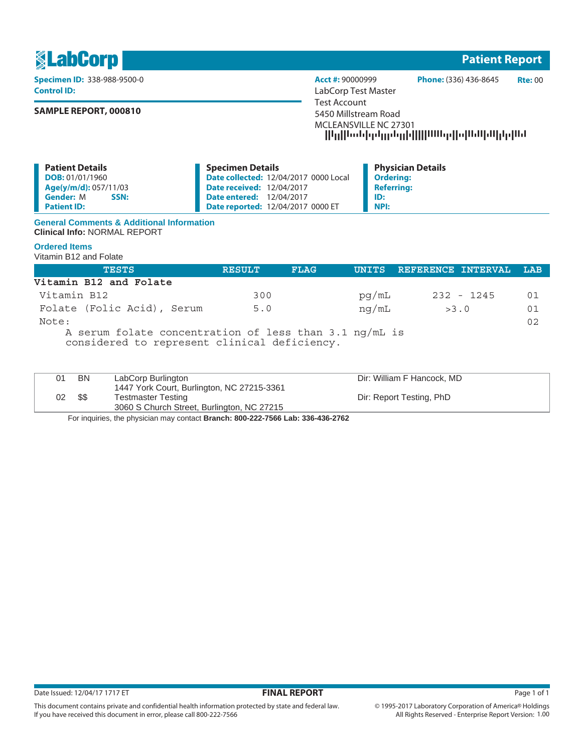# LabCorp — Patient Report

**Specimen ID:** 338-988-9500-0
**Control ID:**

**SAMPLE REPORT, 000810**

**Acct #:** 90000999 **Phone:** (336) 436-8645 **Rte:** 00

LabCorp Test Master
Test Account
5450 Millstream Road
MCLEANSVILLE NC 27301

| Patient Details | Specimen Details | Physician Details |
|---|---|---|
| **DOB:** 01/01/1960 | **Date collected:** 12/04/2017 0000 Local | **Ordering:** |
| **Age(y/m/d):** 057/11/03 | **Date received:** 12/04/2017 | **Referring:** |
| **Gender:** M **SSN:** | **Date entered:** 12/04/2017 | **ID:** |
| **Patient ID:** | **Date reported:** 12/04/2017 0000 ET | **NPI:** |

## General Comments & Additional Information

**Clinical Info:** NORMAL REPORT

## Ordered Items

Vitamin B12 and Folate

| TESTS | RESULT | FLAG | UNITS | REFERENCE INTERVAL | LAB |
|---|---|---|---|---|---|
| **Vitamin B12 and Folate** | | | | | |
| Vitamin B12 | 300 | | pg/mL | 232 - 1245 | 01 |
| Folate (Folic Acid), Serum | 5.0 | | ng/mL | >3.0 | 01 |
| Note: | | | | | 02 |

A serum folate concentration of less than 3.1 ng/mL is considered to represent clinical deficiency.

| | | | |
|---|---|---|---|
| 01 | BN | LabCorp Burlington<br>1447 York Court, Burlington, NC 27215-3361 | Dir: William F Hancock, MD |
| 02 | $$ | Testmaster Testing<br>3060 S Church Street, Burlington, NC 27215 | Dir: Report Testing, PhD |

For inquiries, the physician may contact **Branch: 800-222-7566 Lab: 336-436-2762**

Date Issued: 12/04/17 1717 ET

**FINAL REPORT**

This document contains private and confidential health information protected by state and federal law.
If you have received this document in error, please call 800-222-7566

© 1995-2017 Laboratory Corporation of America® Holdings
All Rights Reserved - Enterprise Report Version: 1.00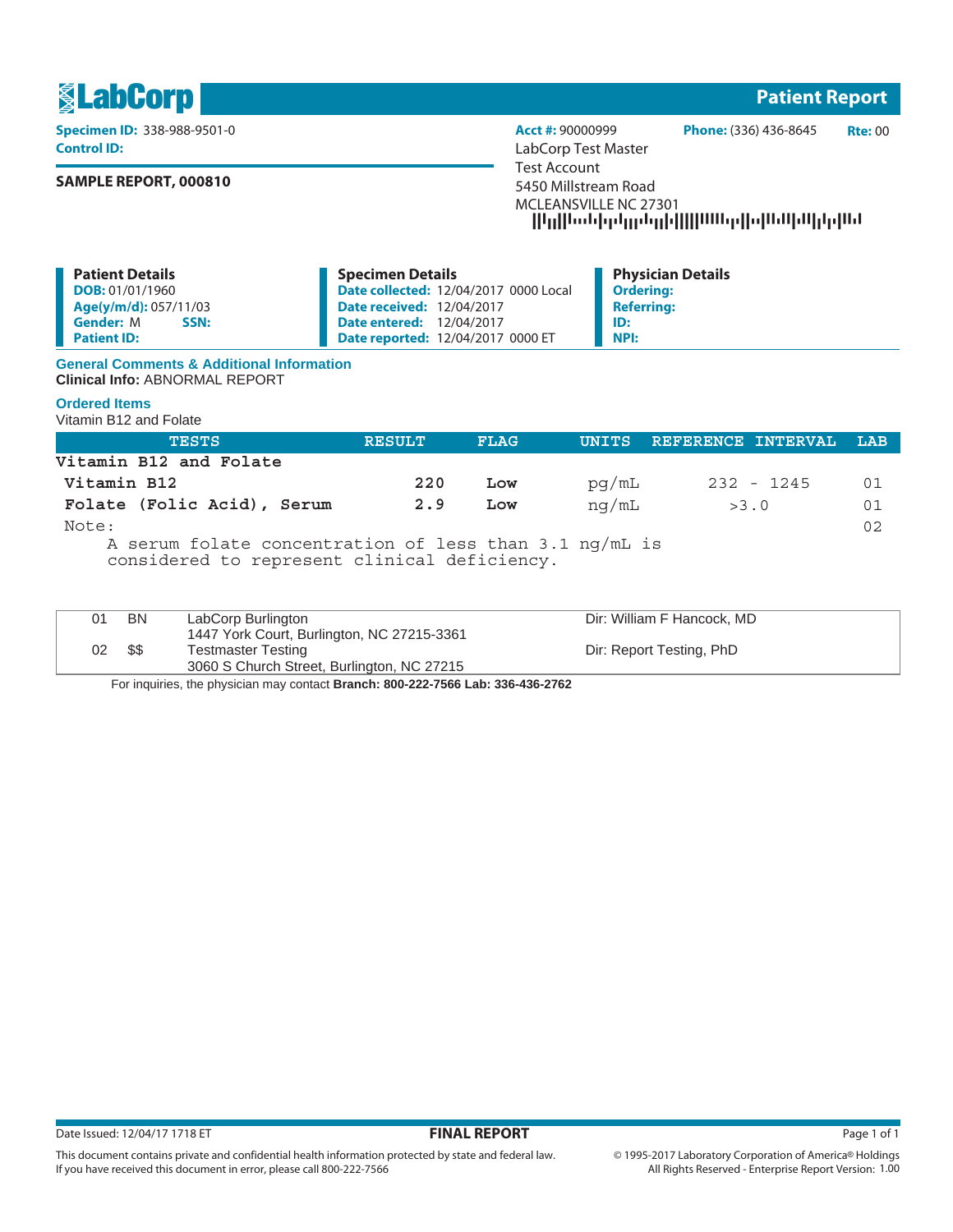# LabCorp — Patient Report

**Specimen ID:** 338-988-9501-0
**Control ID:**

**SAMPLE REPORT, 000810**

**Acct #:** 90000999 **Phone:** (336) 436-8645 **Rte:** 00

LabCorp Test Master
Test Account
5450 Millstream Road
MCLEANSVILLE NC 27301

| Patient Details | Specimen Details | Physician Details |
|---|---|---|
| **DOB:** 01/01/1960 | **Date collected:** 12/04/2017 0000 Local | **Ordering:** |
| **Age(y/m/d):** 057/11/03 | **Date received:** 12/04/2017 | **Referring:** |
| **Gender:** M **SSN:** | **Date entered:** 12/04/2017 | **ID:** |
| **Patient ID:** | **Date reported:** 12/04/2017 0000 ET | **NPI:** |

## General Comments & Additional Information

**Clinical Info:** ABNORMAL REPORT

## Ordered Items

Vitamin B12 and Folate

| TESTS | RESULT | FLAG | UNITS | REFERENCE INTERVAL | LAB |
|---|---|---|---|---|---|
| **Vitamin B12 and Folate** | | | | | |
| **Vitamin B12** | **220** | **Low** | pg/mL | 232 - 1245 | 01 |
| **Folate (Folic Acid), Serum** | **2.9** | **Low** | ng/mL | >3.0 | 01 |
| Note: | | | | | 02 |

A serum folate concentration of less than 3.1 ng/mL is considered to represent clinical deficiency.

| | | | |
|---|---|---|---|
| 01 | BN | LabCorp Burlington<br>1447 York Court, Burlington, NC 27215-3361 | Dir: William F Hancock, MD |
| 02 | $$ | Testmaster Testing<br>3060 S Church Street, Burlington, NC 27215 | Dir: Report Testing, PhD |

For inquiries, the physician may contact **Branch: 800-222-7566 Lab: 336-436-2762**

Date Issued: 12/04/17 1718 ET

**FINAL REPORT**

This document contains private and confidential health information protected by state and federal law.
If you have received this document in error, please call 800-222-7566

© 1995-2017 Laboratory Corporation of America® Holdings
All Rights Reserved - Enterprise Report Version: 1.00